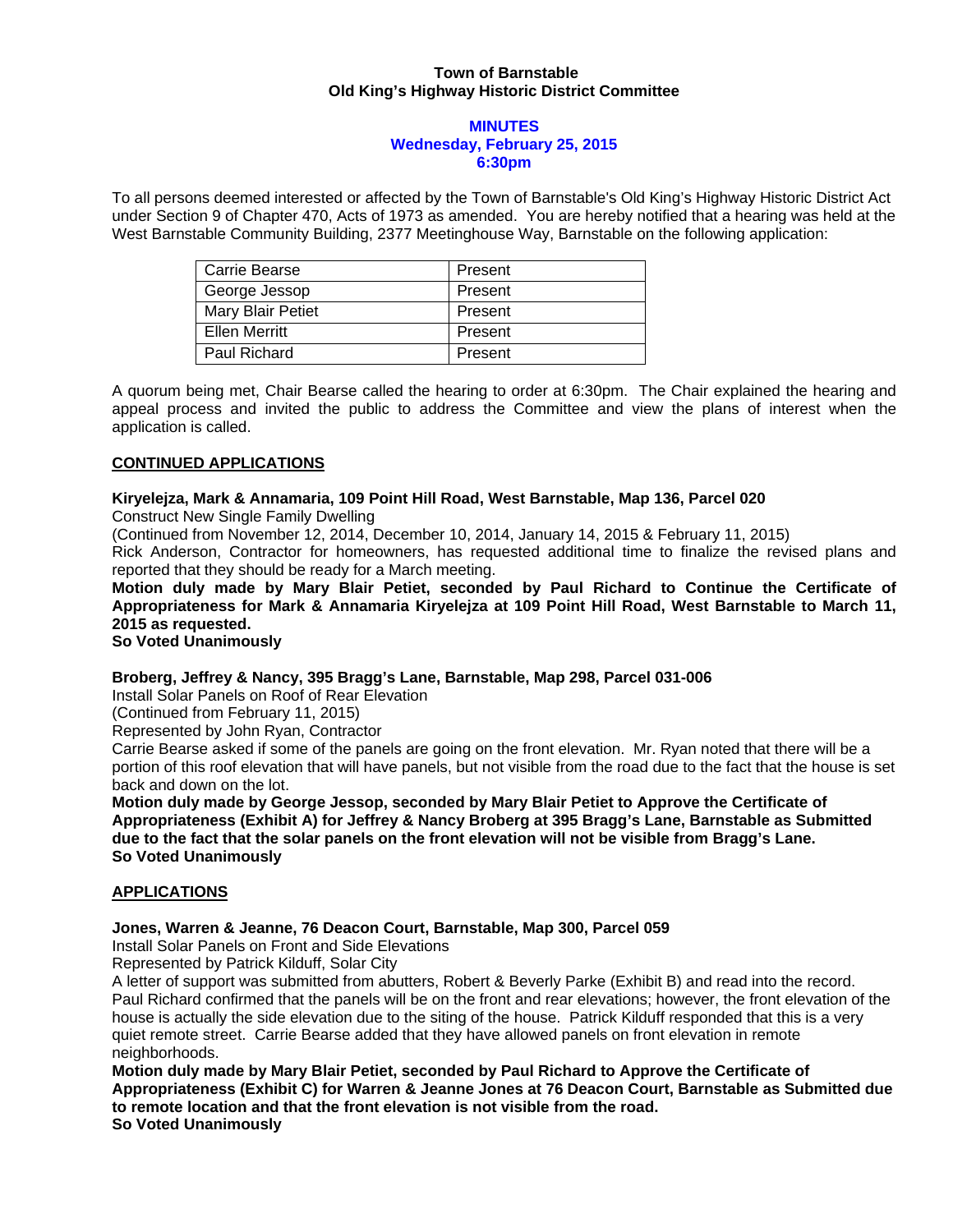**Town of Barnstable**
**Old King's Highway Historic District Committee**

**MINUTES**
**Wednesday, February 25, 2015**
**6:30pm**

To all persons deemed interested or affected by the Town of Barnstable's Old King's Highway Historic District Act under Section 9 of Chapter 470, Acts of 1973 as amended. You are hereby notified that a hearing was held at the West Barnstable Community Building, 2377 Meetinghouse Way, Barnstable on the following application:

| | |
|---|---|
| Carrie Bearse | Present |
| George Jessop | Present |
| Mary Blair Petiet | Present |
| Ellen Merritt | Present |
| Paul Richard | Present |

A quorum being met, Chair Bearse called the hearing to order at 6:30pm. The Chair explained the hearing and appeal process and invited the public to address the Committee and view the plans of interest when the application is called.

**CONTINUED APPLICATIONS**

**Kiryelejza, Mark & Annamaria, 109 Point Hill Road, West Barnstable, Map 136, Parcel 020**
Construct New Single Family Dwelling
(Continued from November 12, 2014, December 10, 2014, January 14, 2015 & February 11, 2015)
Rick Anderson, Contractor for homeowners, has requested additional time to finalize the revised plans and reported that they should be ready for a March meeting.
**Motion duly made by Mary Blair Petiet, seconded by Paul Richard to Continue the Certificate of Appropriateness for Mark & Annamaria Kiryelejza at 109 Point Hill Road, West Barnstable to March 11, 2015 as requested.**
**So Voted Unanimously**

**Broberg, Jeffrey & Nancy, 395 Bragg's Lane, Barnstable, Map 298, Parcel 031-006**
Install Solar Panels on Roof of Rear Elevation
(Continued from February 11, 2015)
Represented by John Ryan, Contractor
Carrie Bearse asked if some of the panels are going on the front elevation. Mr. Ryan noted that there will be a portion of this roof elevation that will have panels, but not visible from the road due to the fact that the house is set back and down on the lot.
**Motion duly made by George Jessop, seconded by Mary Blair Petiet to Approve the Certificate of Appropriateness (Exhibit A) for Jeffrey & Nancy Broberg at 395 Bragg's Lane, Barnstable as Submitted due to the fact that the solar panels on the front elevation will not be visible from Bragg's Lane.**
**So Voted Unanimously**

**APPLICATIONS**

**Jones, Warren & Jeanne, 76 Deacon Court, Barnstable, Map 300, Parcel 059**
Install Solar Panels on Front and Side Elevations
Represented by Patrick Kilduff, Solar City
A letter of support was submitted from abutters, Robert & Beverly Parke (Exhibit B) and read into the record. Paul Richard confirmed that the panels will be on the front and rear elevations; however, the front elevation of the house is actually the side elevation due to the siting of the house. Patrick Kilduff responded that this is a very quiet remote street. Carrie Bearse added that they have allowed panels on front elevation in remote neighborhoods.
**Motion duly made by Mary Blair Petiet, seconded by Paul Richard to Approve the Certificate of Appropriateness (Exhibit C) for Warren & Jeanne Jones at 76 Deacon Court, Barnstable as Submitted due to remote location and that the front elevation is not visible from the road.**
**So Voted Unanimously**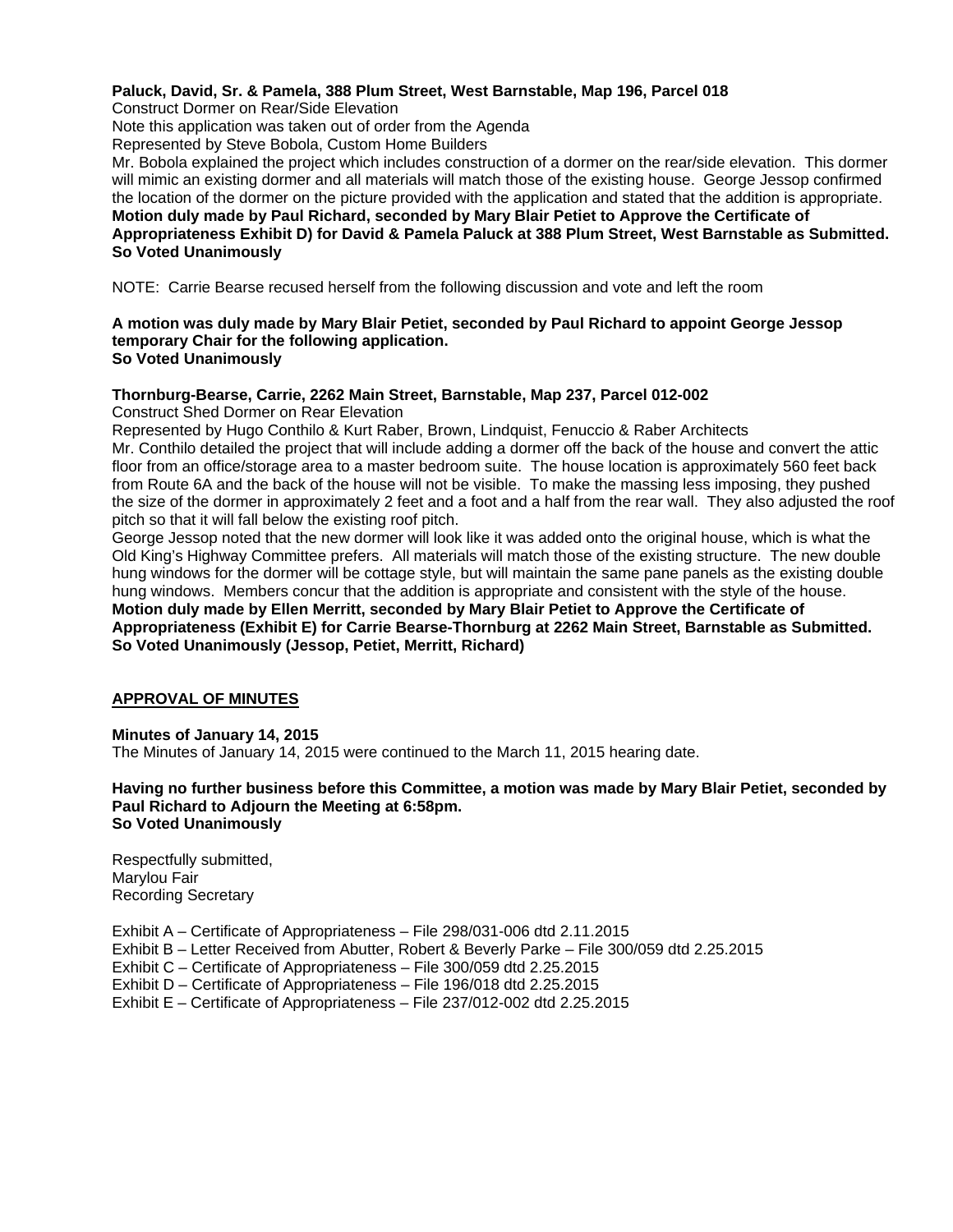**Paluck, David, Sr. & Pamela, 388 Plum Street, West Barnstable, Map 196, Parcel 018**

Construct Dormer on Rear/Side Elevation

Note this application was taken out of order from the Agenda

Represented by Steve Bobola, Custom Home Builders

Mr. Bobola explained the project which includes construction of a dormer on the rear/side elevation. This dormer will mimic an existing dormer and all materials will match those of the existing house. George Jessop confirmed the location of the dormer on the picture provided with the application and stated that the addition is appropriate.

**Motion duly made by Paul Richard, seconded by Mary Blair Petiet to Approve the Certificate of Appropriateness Exhibit D) for David & Pamela Paluck at 388 Plum Street, West Barnstable as Submitted.**
**So Voted Unanimously**

NOTE: Carrie Bearse recused herself from the following discussion and vote and left the room

**A motion was duly made by Mary Blair Petiet, seconded by Paul Richard to appoint George Jessop temporary Chair for the following application.**
**So Voted Unanimously**

**Thornburg-Bearse, Carrie, 2262 Main Street, Barnstable, Map 237, Parcel 012-002**

Construct Shed Dormer on Rear Elevation

Represented by Hugo Conthilo & Kurt Raber, Brown, Lindquist, Fenuccio & Raber Architects

Mr. Conthilo detailed the project that will include adding a dormer off the back of the house and convert the attic floor from an office/storage area to a master bedroom suite. The house location is approximately 560 feet back from Route 6A and the back of the house will not be visible. To make the massing less imposing, they pushed the size of the dormer in approximately 2 feet and a foot and a half from the rear wall. They also adjusted the roof pitch so that it will fall below the existing roof pitch.

George Jessop noted that the new dormer will look like it was added onto the original house, which is what the Old King's Highway Committee prefers. All materials will match those of the existing structure. The new double hung windows for the dormer will be cottage style, but will maintain the same pane panels as the existing double hung windows. Members concur that the addition is appropriate and consistent with the style of the house.

**Motion duly made by Ellen Merritt, seconded by Mary Blair Petiet to Approve the Certificate of Appropriateness (Exhibit E) for Carrie Bearse-Thornburg at 2262 Main Street, Barnstable as Submitted.**
**So Voted Unanimously (Jessop, Petiet, Merritt, Richard)**

## APPROVAL OF MINUTES

**Minutes of January 14, 2015**

The Minutes of January 14, 2015 were continued to the March 11, 2015 hearing date.

**Having no further business before this Committee, a motion was made by Mary Blair Petiet, seconded by Paul Richard to Adjourn the Meeting at 6:58pm.**
**So Voted Unanimously**

Respectfully submitted,
Marylou Fair
Recording Secretary

Exhibit A – Certificate of Appropriateness – File 298/031-006 dtd 2.11.2015
Exhibit B – Letter Received from Abutter, Robert & Beverly Parke – File 300/059 dtd 2.25.2015
Exhibit C – Certificate of Appropriateness – File 300/059 dtd 2.25.2015
Exhibit D – Certificate of Appropriateness – File 196/018 dtd 2.25.2015
Exhibit E – Certificate of Appropriateness – File 237/012-002 dtd 2.25.2015